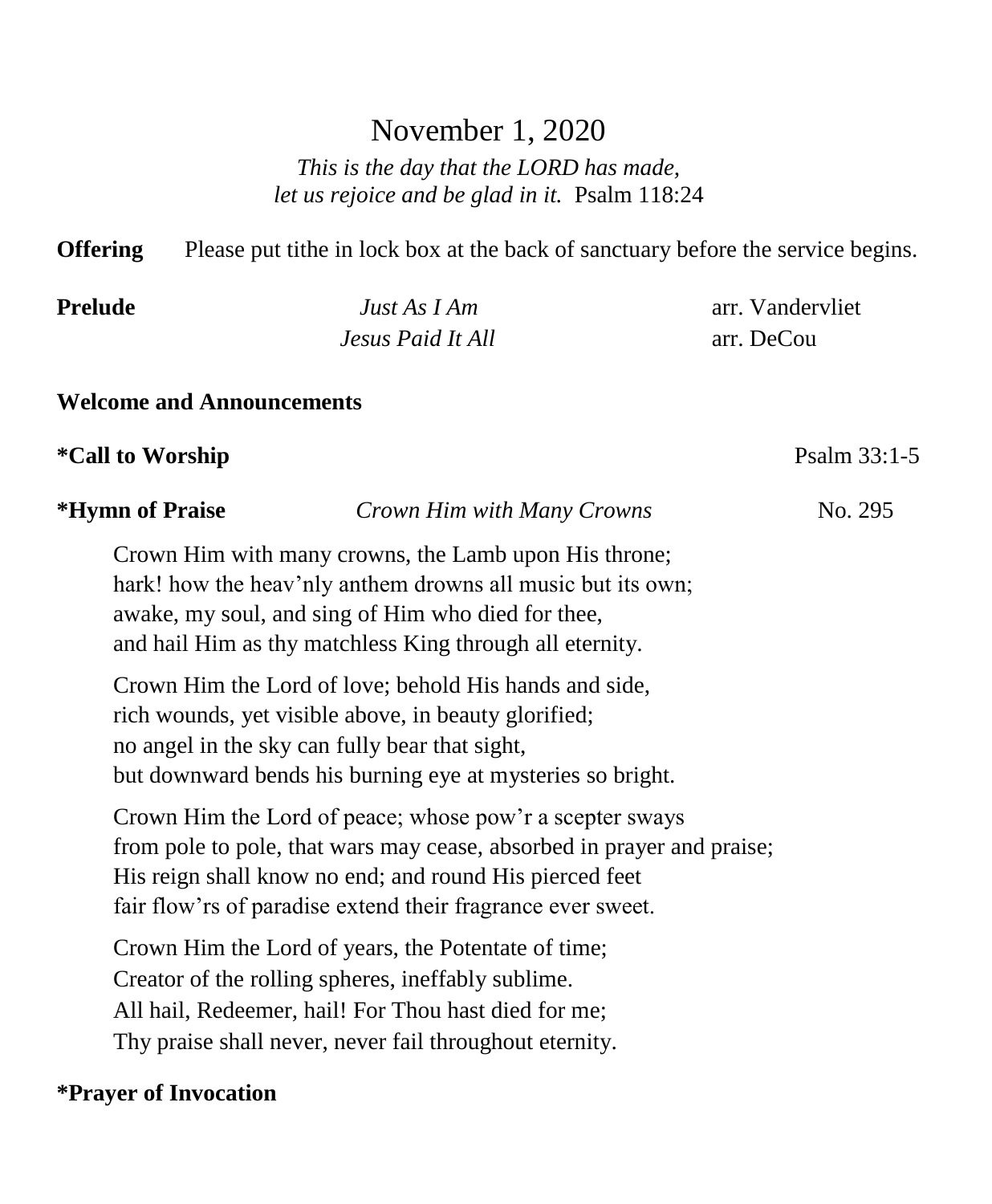# November 1, 2020

*This is the day that the LORD has made,*
*let us rejoice and be glad in it.* Psalm 118:24

**Offering** Please put tithe in lock box at the back of sanctuary before the service begins.

**Prelude** *Just As I Am* arr. Vandervliet
*Jesus Paid It All* arr. DeCou

**Welcome and Announcements**

**\*Call to Worship** Psalm 33:1-5

**\*Hymn of Praise** *Crown Him with Many Crowns* No. 295

Crown Him with many crowns, the Lamb upon His throne;
hark! how the heav'nly anthem drowns all music but its own;
awake, my soul, and sing of Him who died for thee,
and hail Him as thy matchless King through all eternity.

Crown Him the Lord of love; behold His hands and side,
rich wounds, yet visible above, in beauty glorified;
no angel in the sky can fully bear that sight,
but downward bends his burning eye at mysteries so bright.

Crown Him the Lord of peace; whose pow'r a scepter sways
from pole to pole, that wars may cease, absorbed in prayer and praise;
His reign shall know no end; and round His pierced feet
fair flow'rs of paradise extend their fragrance ever sweet.

Crown Him the Lord of years, the Potentate of time;
Creator of the rolling spheres, ineffably sublime.
All hail, Redeemer, hail! For Thou hast died for me;
Thy praise shall never, never fail throughout eternity.

**\*Prayer of Invocation**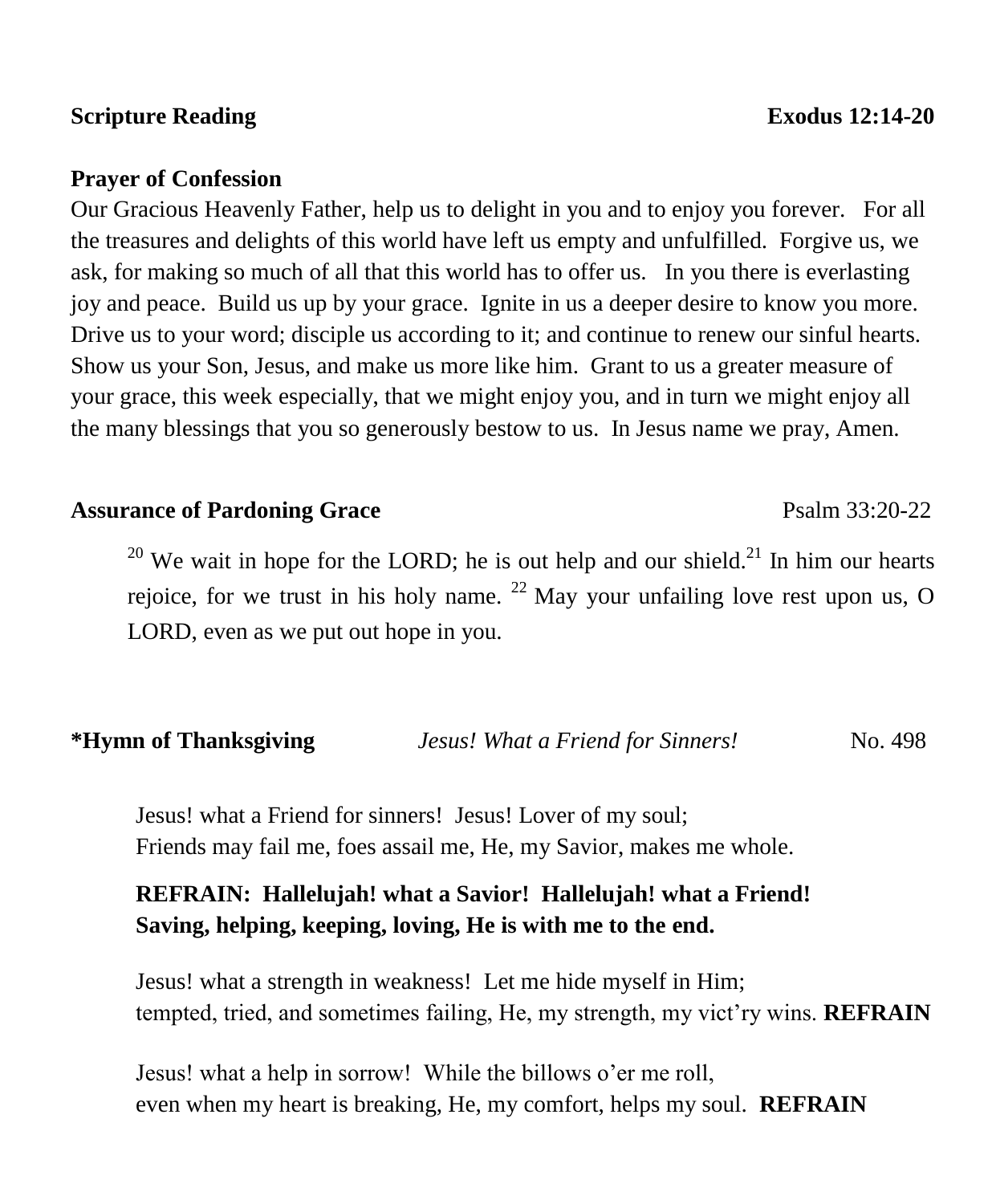**Scripture Reading** **Exodus 12:14-20**

**Prayer of Confession**

Our Gracious Heavenly Father, help us to delight in you and to enjoy you forever. For all the treasures and delights of this world have left us empty and unfulfilled. Forgive us, we ask, for making so much of all that this world has to offer us. In you there is everlasting joy and peace. Build us up by your grace. Ignite in us a deeper desire to know you more. Drive us to your word; disciple us according to it; and continue to renew our sinful hearts. Show us your Son, Jesus, and make us more like him. Grant to us a greater measure of your grace, this week especially, that we might enjoy you, and in turn we might enjoy all the many blessings that you so generously bestow to us. In Jesus name we pray, Amen.

**Assurance of Pardoning Grace** Psalm 33:20-22

> [20] We wait in hope for the LORD; he is out help and our shield.[21] In him our hearts rejoice, for we trust in his holy name. [22] May your unfailing love rest upon us, O LORD, even as we put out hope in you.

**\*Hymn of Thanksgiving** *Jesus! What a Friend for Sinners!* No. 498

Jesus! what a Friend for sinners! Jesus! Lover of my soul;
Friends may fail me, foes assail me, He, my Savior, makes me whole.

**REFRAIN: Hallelujah! what a Savior! Hallelujah! what a Friend!**
**Saving, helping, keeping, loving, He is with me to the end.**

Jesus! what a strength in weakness! Let me hide myself in Him;
tempted, tried, and sometimes failing, He, my strength, my vict'ry wins. **REFRAIN**

Jesus! what a help in sorrow! While the billows o'er me roll,
even when my heart is breaking, He, my comfort, helps my soul. **REFRAIN**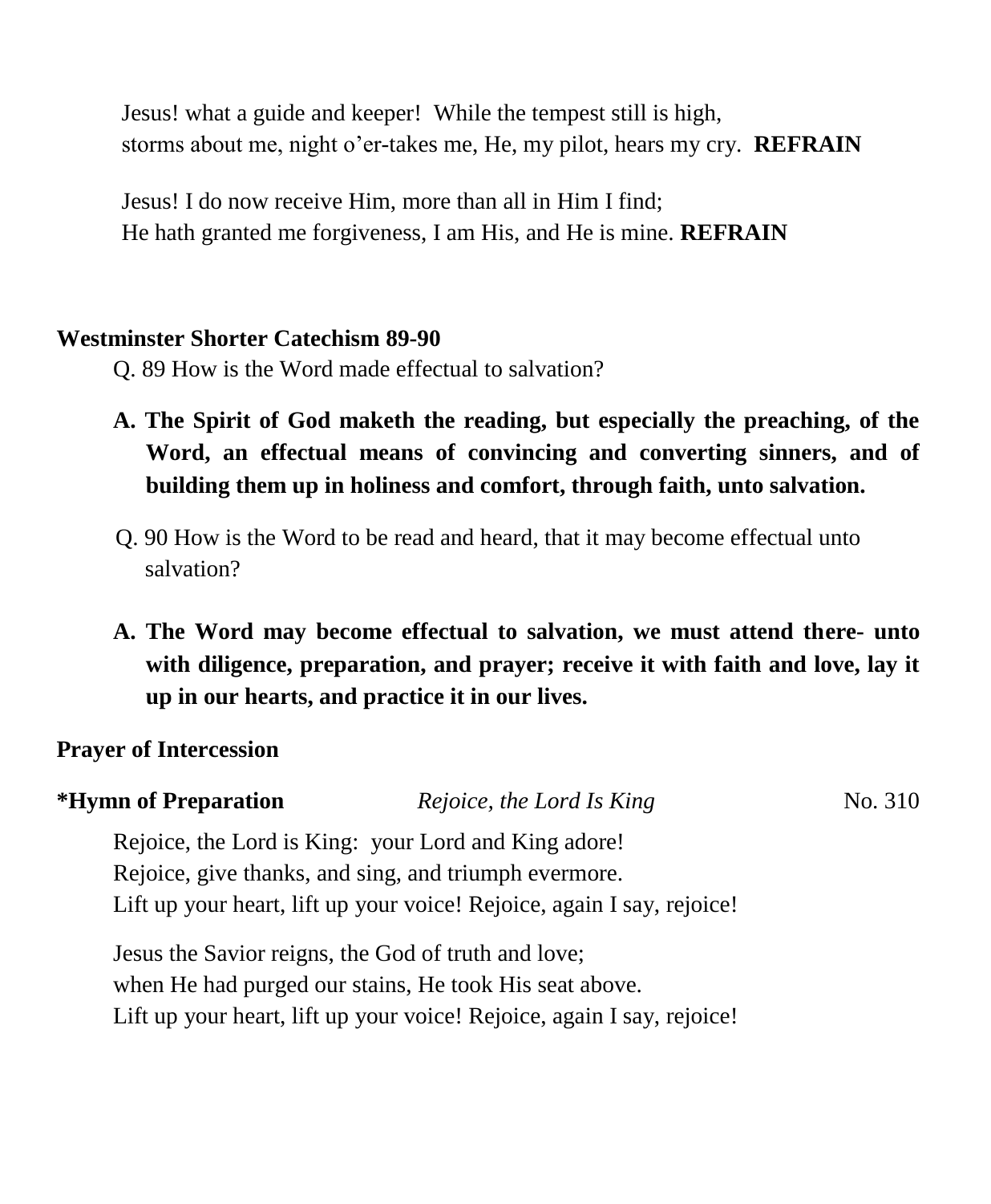Jesus! what a guide and keeper! While the tempest still is high,
storms about me, night o'er-takes me, He, my pilot, hears my cry. **REFRAIN**

Jesus! I do now receive Him, more than all in Him I find;
He hath granted me forgiveness, I am His, and He is mine. **REFRAIN**

**Westminster Shorter Catechism 89-90**

Q. 89 How is the Word made effectual to salvation?

**A. The Spirit of God maketh the reading, but especially the preaching, of the Word, an effectual means of convincing and converting sinners, and of building them up in holiness and comfort, through faith, unto salvation.**

Q. 90 How is the Word to be read and heard, that it may become effectual unto salvation?

**A. The Word may become effectual to salvation, we must attend there- unto with diligence, preparation, and prayer; receive it with faith and love, lay it up in our hearts, and practice it in our lives.**

**Prayer of Intercession**

**\*Hymn of Preparation** *Rejoice, the Lord Is King* No. 310

Rejoice, the Lord is King: your Lord and King adore!
Rejoice, give thanks, and sing, and triumph evermore.
Lift up your heart, lift up your voice! Rejoice, again I say, rejoice!

Jesus the Savior reigns, the God of truth and love;
when He had purged our stains, He took His seat above.
Lift up your heart, lift up your voice! Rejoice, again I say, rejoice!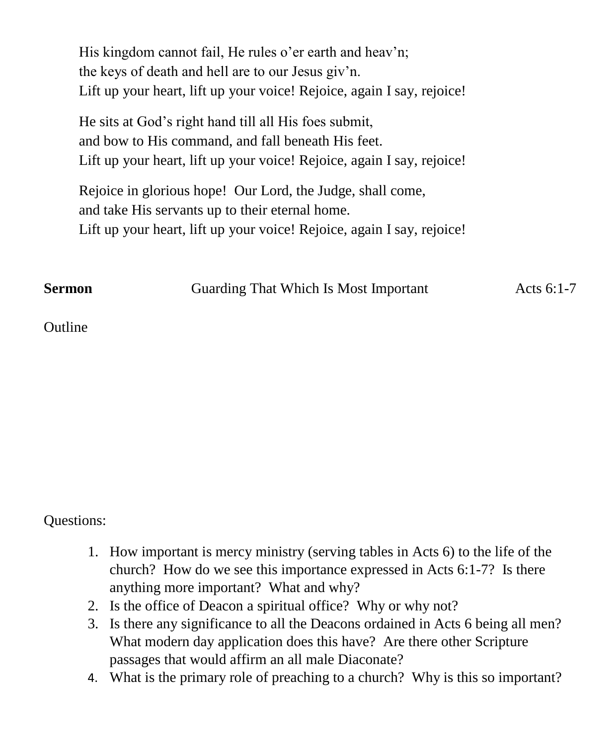His kingdom cannot fail, He rules o'er earth and heav'n;
the keys of death and hell are to our Jesus giv'n.
Lift up your heart, lift up your voice! Rejoice, again I say, rejoice!

He sits at God's right hand till all His foes submit,
and bow to His command, and fall beneath His feet.
Lift up your heart, lift up your voice! Rejoice, again I say, rejoice!

Rejoice in glorious hope! Our Lord, the Judge, shall come,
and take His servants up to their eternal home.
Lift up your heart, lift up your voice! Rejoice, again I say, rejoice!

**Sermon** Guarding That Which Is Most Important Acts 6:1-7

Outline

Questions:

1. How important is mercy ministry (serving tables in Acts 6) to the life of the church? How do we see this importance expressed in Acts 6:1-7? Is there anything more important? What and why?
2. Is the office of Deacon a spiritual office? Why or why not?
3. Is there any significance to all the Deacons ordained in Acts 6 being all men? What modern day application does this have? Are there other Scripture passages that would affirm an all male Diaconate?
4. What is the primary role of preaching to a church? Why is this so important?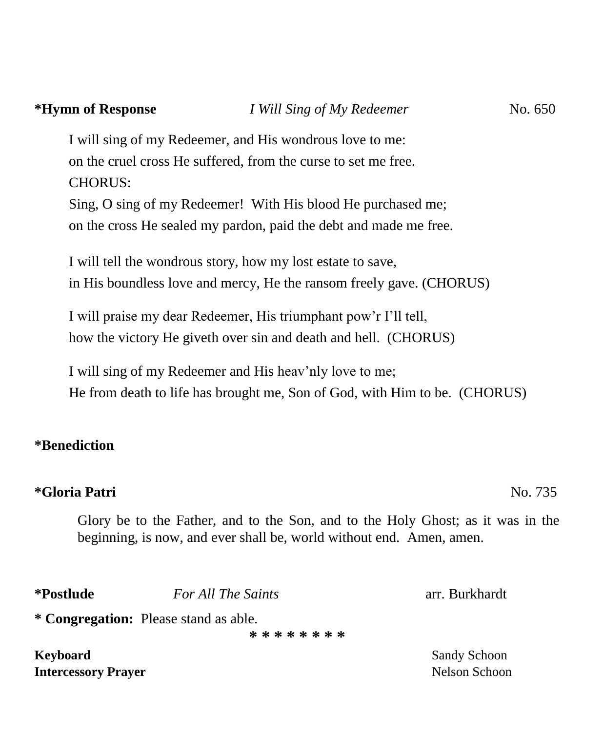**\*Hymn of Response** *I Will Sing of My Redeemer* No. 650

I will sing of my Redeemer, and His wondrous love to me:
on the cruel cross He suffered, from the curse to set me free.
CHORUS:
Sing, O sing of my Redeemer! With His blood He purchased me;
on the cross He sealed my pardon, paid the debt and made me free.

I will tell the wondrous story, how my lost estate to save,
in His boundless love and mercy, He the ransom freely gave. (CHORUS)

I will praise my dear Redeemer, His triumphant pow'r I'll tell,
how the victory He giveth over sin and death and hell. (CHORUS)

I will sing of my Redeemer and His heav'nly love to me;
He from death to life has brought me, Son of God, with Him to be. (CHORUS)

**\*Benediction**

**\*Gloria Patri** No. 735

Glory be to the Father, and to the Son, and to the Holy Ghost; as it was in the beginning, is now, and ever shall be, world without end. Amen, amen.

**\*Postlude** *For All The Saints* arr. Burkhardt

**\* Congregation:** Please stand as able.

\* \* \* \* \* \* \* \*

**Keyboard** Sandy Schoon
**Intercessory Prayer** Nelson Schoon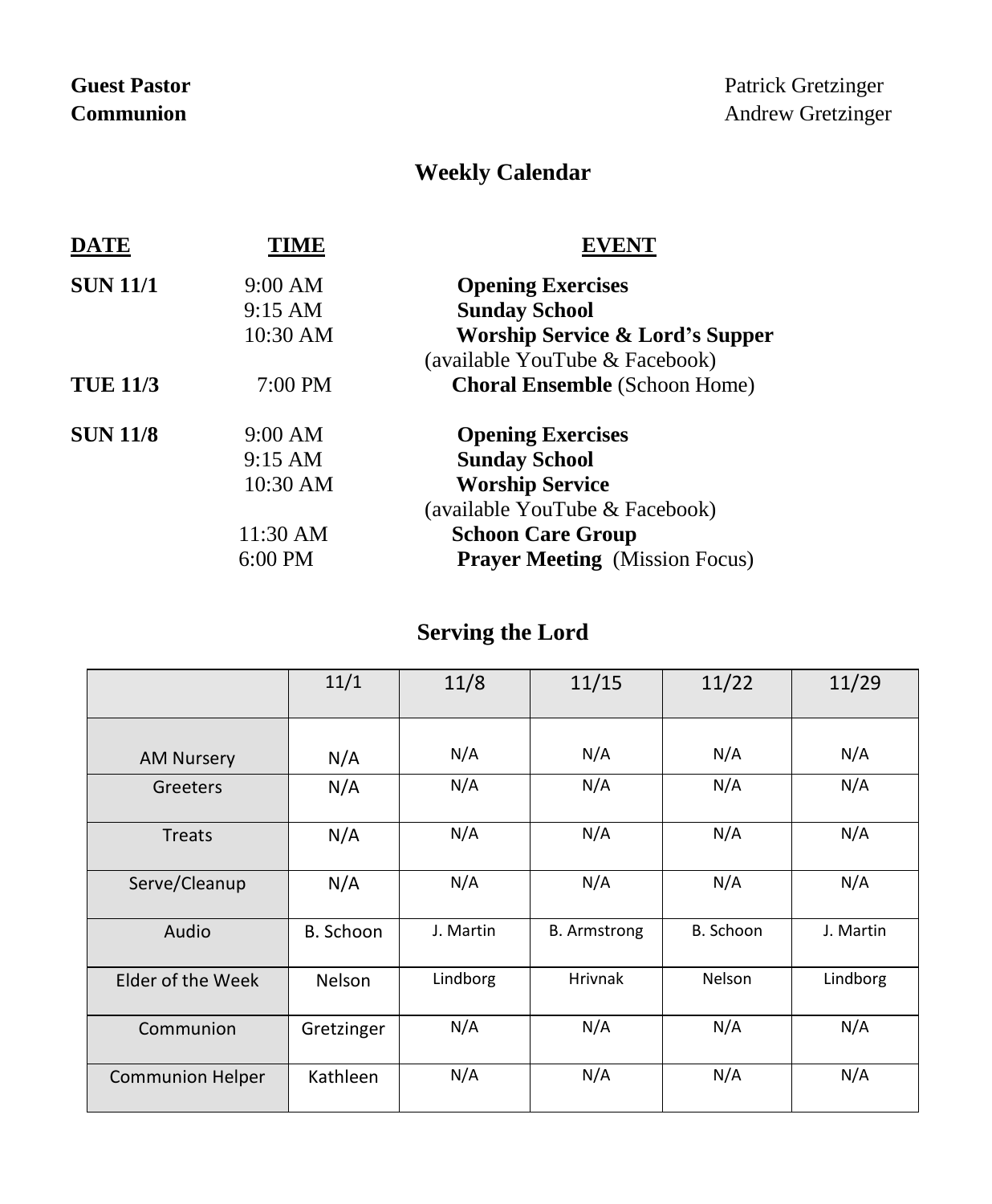**Guest Pastor** Patrick Gretzinger
**Communion** Andrew Gretzinger

## Weekly Calendar

| DATE | TIME | EVENT |
|---|---|---|
| **SUN 11/1** | 9:00 AM | **Opening Exercises** |
| | 9:15 AM | **Sunday School** |
| | 10:30 AM | **Worship Service & Lord's Supper** (available YouTube & Facebook) |
| **TUE 11/3** | 7:00 PM | **Choral Ensemble** (Schoon Home) |
| **SUN 11/8** | 9:00 AM | **Opening Exercises** |
| | 9:15 AM | **Sunday School** |
| | 10:30 AM | **Worship Service** (available YouTube & Facebook) |
| | 11:30 AM | **Schoon Care Group** |
| | 6:00 PM | **Prayer Meeting** (Mission Focus) |

## Serving the Lord

| | 11/1 | 11/8 | 11/15 | 11/22 | 11/29 |
|---|---|---|---|---|---|
| AM Nursery | N/A | N/A | N/A | N/A | N/A |
| Greeters | N/A | N/A | N/A | N/A | N/A |
| Treats | N/A | N/A | N/A | N/A | N/A |
| Serve/Cleanup | N/A | N/A | N/A | N/A | N/A |
| Audio | B. Schoon | J. Martin | B. Armstrong | B. Schoon | J. Martin |
| Elder of the Week | Nelson | Lindborg | Hrivnak | Nelson | Lindborg |
| Communion | Gretzinger | N/A | N/A | N/A | N/A |
| Communion Helper | Kathleen | N/A | N/A | N/A | N/A |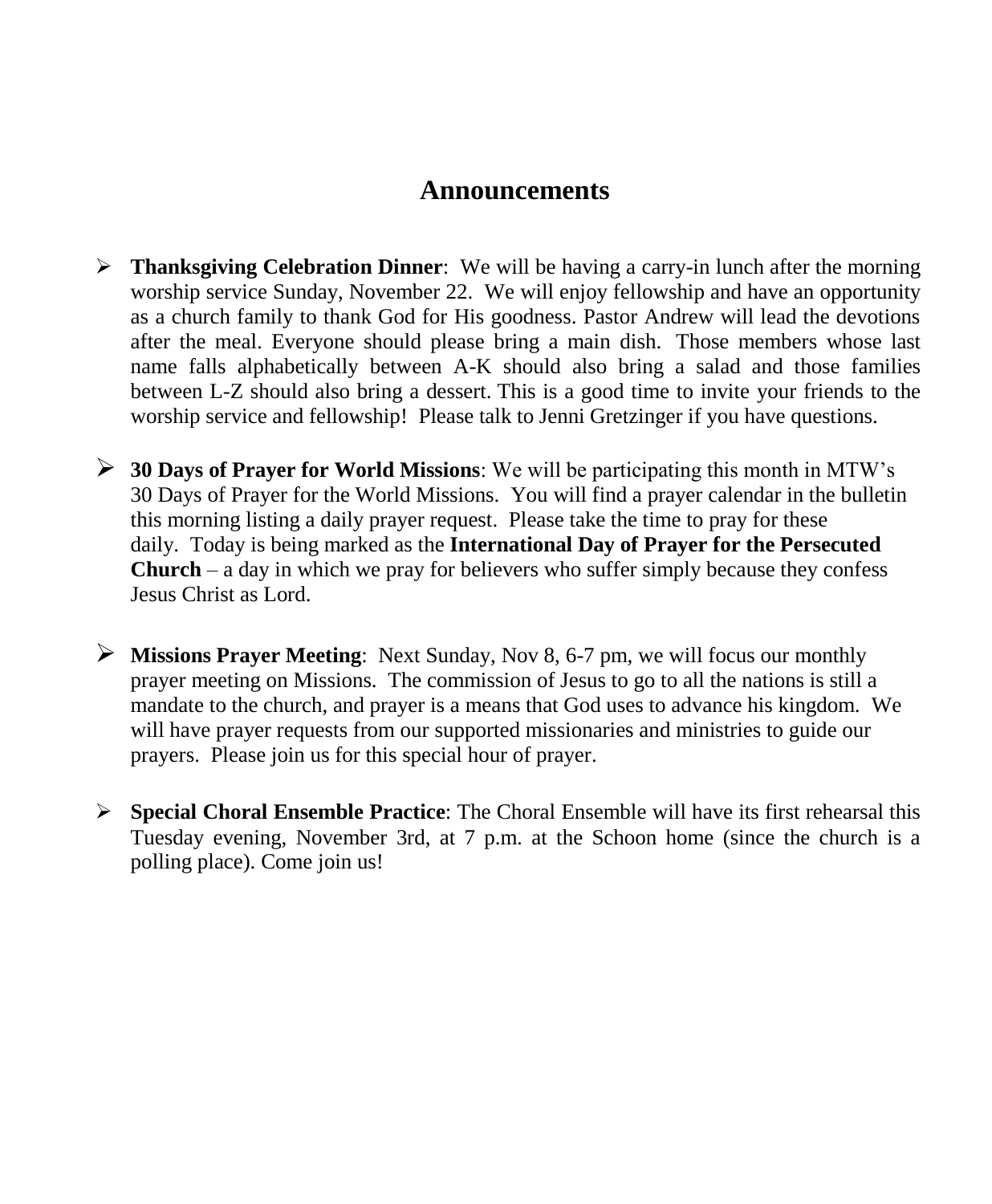# Announcements

- **Thanksgiving Celebration Dinner**: We will be having a carry-in lunch after the morning worship service Sunday, November 22. We will enjoy fellowship and have an opportunity as a church family to thank God for His goodness. Pastor Andrew will lead the devotions after the meal. Everyone should please bring a main dish. Those members whose last name falls alphabetically between A-K should also bring a salad and those families between L-Z should also bring a dessert. This is a good time to invite your friends to the worship service and fellowship! Please talk to Jenni Gretzinger if you have questions.

- **30 Days of Prayer for World Missions**: We will be participating this month in MTW's 30 Days of Prayer for the World Missions. You will find a prayer calendar in the bulletin this morning listing a daily prayer request. Please take the time to pray for these daily. Today is being marked as the **International Day of Prayer for the Persecuted Church** – a day in which we pray for believers who suffer simply because they confess Jesus Christ as Lord.

- **Missions Prayer Meeting**: Next Sunday, Nov 8, 6-7 pm, we will focus our monthly prayer meeting on Missions. The commission of Jesus to go to all the nations is still a mandate to the church, and prayer is a means that God uses to advance his kingdom. We will have prayer requests from our supported missionaries and ministries to guide our prayers. Please join us for this special hour of prayer.

- **Special Choral Ensemble Practice**: The Choral Ensemble will have its first rehearsal this Tuesday evening, November 3rd, at 7 p.m. at the Schoon home (since the church is a polling place). Come join us!